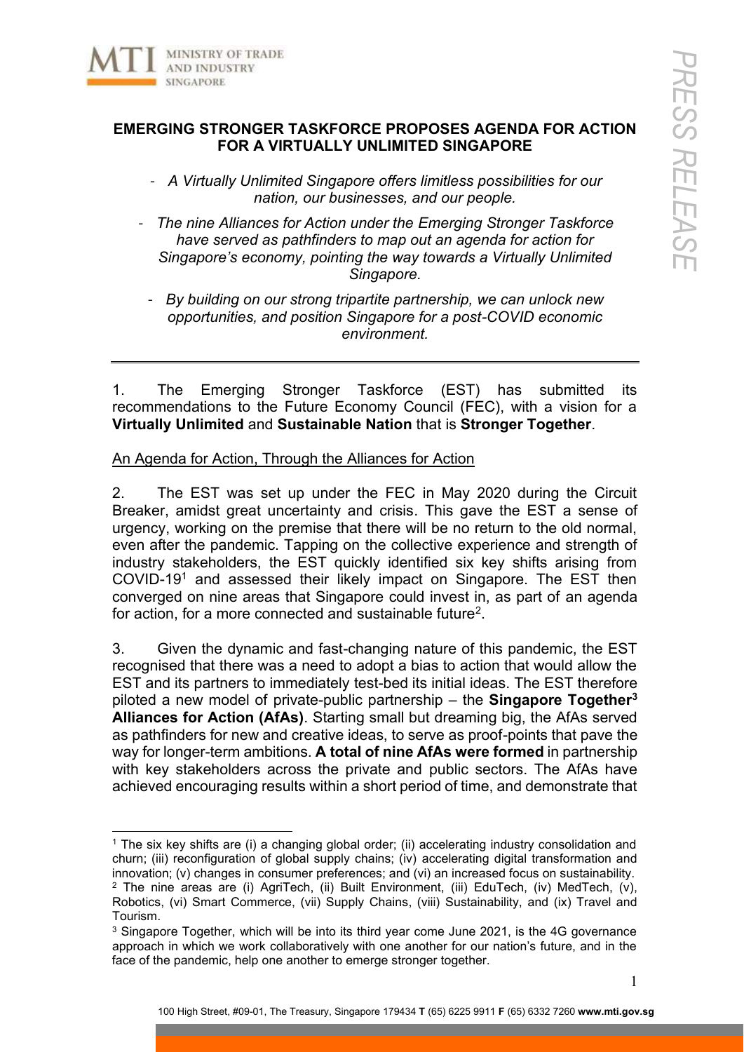## EMERGING STRONGER TASKFORCE PROPOSES AGENDA FOR ACTION FOR A VIRTUALLY UNLIMITED SINGAPORE

- *A Virtually Unlimited Singapore offers limitless possibilities for our nation, our businesses, and our people.*
- *The nine Alliances for Action under the Emerging Stronger Taskforce have served as pathfinders to map out an agenda for action for Singapore's economy, pointing the way towards a Virtually Unlimited Singapore.*
- *By building on our strong tripartite partnership, we can unlock new opportunities, and position Singapore for a post-COVID economic environment.*

---

1. The Emerging Stronger Taskforce (EST) has submitted its recommendations to the Future Economy Council (FEC), with a vision for a **Virtually Unlimited** and **Sustainable Nation** that is **Stronger Together**.

An Agenda for Action, Through the Alliances for Action

2. The EST was set up under the FEC in May 2020 during the Circuit Breaker, amidst great uncertainty and crisis. This gave the EST a sense of urgency, working on the premise that there will be no return to the old normal, even after the pandemic. Tapping on the collective experience and strength of industry stakeholders, the EST quickly identified six key shifts arising from COVID-19[1] and assessed their likely impact on Singapore. The EST then converged on nine areas that Singapore could invest in, as part of an agenda for action, for a more connected and sustainable future[2].

3. Given the dynamic and fast-changing nature of this pandemic, the EST recognised that there was a need to adopt a bias to action that would allow the EST and its partners to immediately test-bed its initial ideas. The EST therefore piloted a new model of private-public partnership – the **Singapore Together[3] Alliances for Action (AfAs)**. Starting small but dreaming big, the AfAs served as pathfinders for new and creative ideas, to serve as proof-points that pave the way for longer-term ambitions. **A total of nine AfAs were formed** in partnership with key stakeholders across the private and public sectors. The AfAs have achieved encouraging results within a short period of time, and demonstrate that

---

[1] The six key shifts are (i) a changing global order; (ii) accelerating industry consolidation and churn; (iii) reconfiguration of global supply chains; (iv) accelerating digital transformation and innovation; (v) changes in consumer preferences; and (vi) an increased focus on sustainability.

[2] The nine areas are (i) AgriTech, (ii) Built Environment, (iii) EduTech, (iv) MedTech, (v), Robotics, (vi) Smart Commerce, (vii) Supply Chains, (viii) Sustainability, and (ix) Travel and Tourism.

[3] Singapore Together, which will be into its third year come June 2021, is the 4G governance approach in which we work collaboratively with one another for our nation's future, and in the face of the pandemic, help one another to emerge stronger together.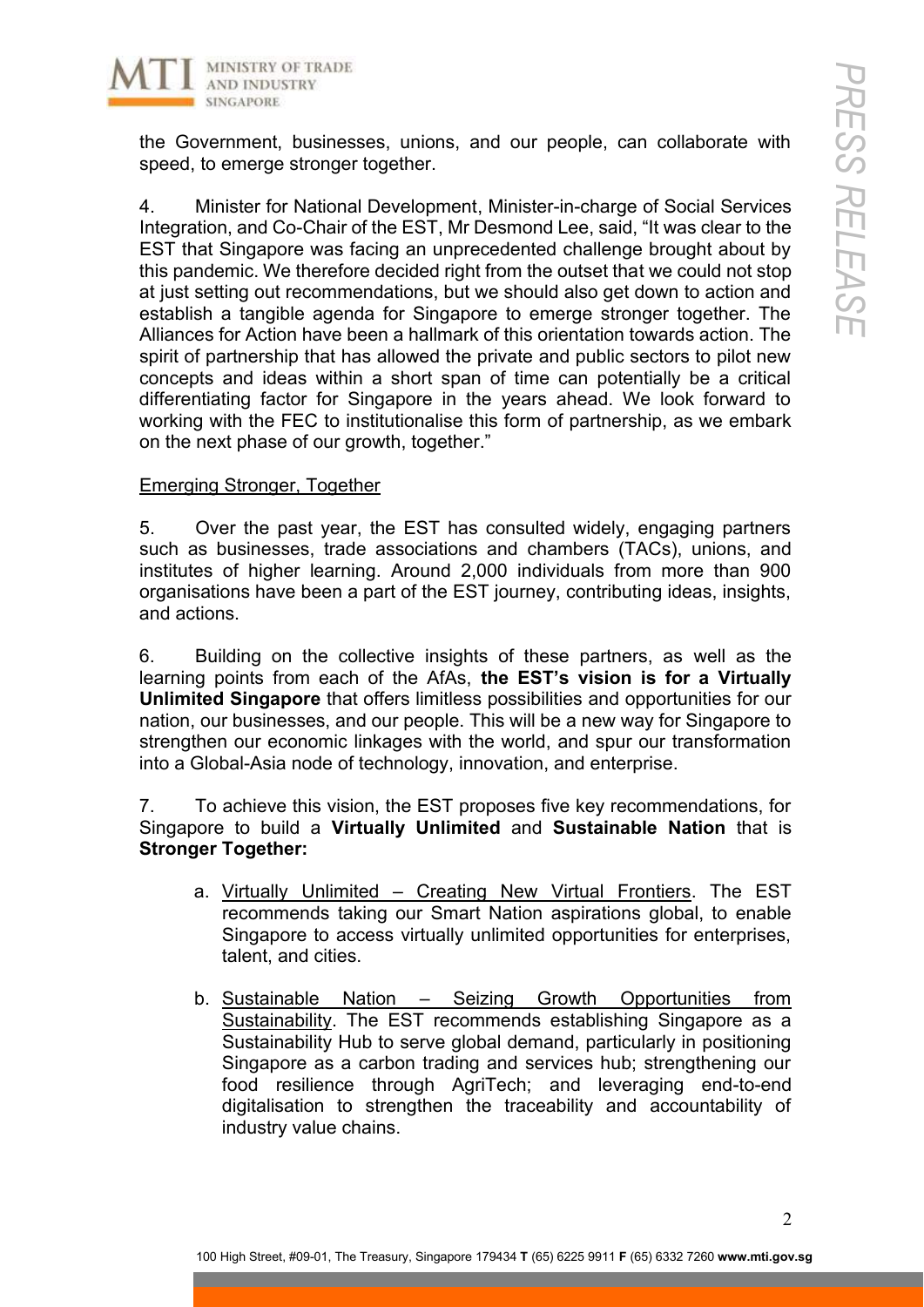the Government, businesses, unions, and our people, can collaborate with speed, to emerge stronger together.

4. Minister for National Development, Minister-in-charge of Social Services Integration, and Co-Chair of the EST, Mr Desmond Lee, said, "It was clear to the EST that Singapore was facing an unprecedented challenge brought about by this pandemic. We therefore decided right from the outset that we could not stop at just setting out recommendations, but we should also get down to action and establish a tangible agenda for Singapore to emerge stronger together. The Alliances for Action have been a hallmark of this orientation towards action. The spirit of partnership that has allowed the private and public sectors to pilot new concepts and ideas within a short span of time can potentially be a critical differentiating factor for Singapore in the years ahead. We look forward to working with the FEC to institutionalise this form of partnership, as we embark on the next phase of our growth, together."

## Emerging Stronger, Together

5. Over the past year, the EST has consulted widely, engaging partners such as businesses, trade associations and chambers (TACs), unions, and institutes of higher learning. Around 2,000 individuals from more than 900 organisations have been a part of the EST journey, contributing ideas, insights, and actions.

6. Building on the collective insights of these partners, as well as the learning points from each of the AfAs, **the EST's vision is for a Virtually Unlimited Singapore** that offers limitless possibilities and opportunities for our nation, our businesses, and our people. This will be a new way for Singapore to strengthen our economic linkages with the world, and spur our transformation into a Global-Asia node of technology, innovation, and enterprise.

7. To achieve this vision, the EST proposes five key recommendations, for Singapore to build a **Virtually Unlimited** and **Sustainable Nation** that is **Stronger Together:**

a. Virtually Unlimited – Creating New Virtual Frontiers. The EST recommends taking our Smart Nation aspirations global, to enable Singapore to access virtually unlimited opportunities for enterprises, talent, and cities.

b. Sustainable Nation – Seizing Growth Opportunities from Sustainability. The EST recommends establishing Singapore as a Sustainability Hub to serve global demand, particularly in positioning Singapore as a carbon trading and services hub; strengthening our food resilience through AgriTech; and leveraging end-to-end digitalisation to strengthen the traceability and accountability of industry value chains.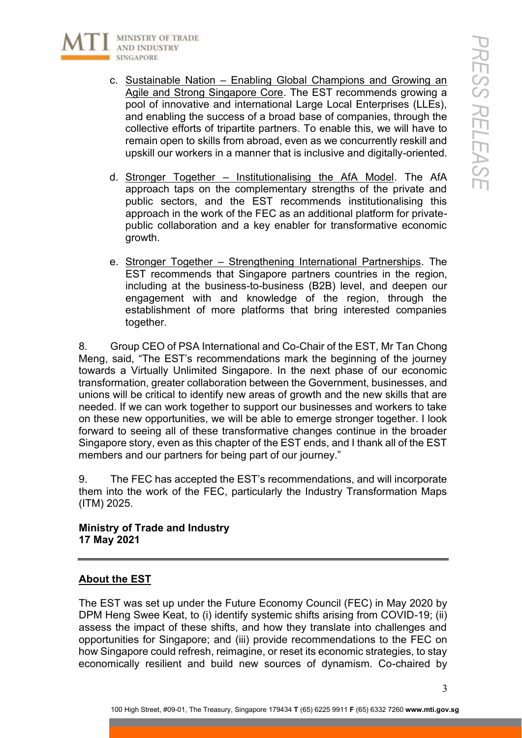c. Sustainable Nation – Enabling Global Champions and Growing an Agile and Strong Singapore Core. The EST recommends growing a pool of innovative and international Large Local Enterprises (LLEs), and enabling the success of a broad base of companies, through the collective efforts of tripartite partners. To enable this, we will have to remain open to skills from abroad, even as we concurrently reskill and upskill our workers in a manner that is inclusive and digitally-oriented.

d. Stronger Together – Institutionalising the AfA Model. The AfA approach taps on the complementary strengths of the private and public sectors, and the EST recommends institutionalising this approach in the work of the FEC as an additional platform for private-public collaboration and a key enabler for transformative economic growth.

e. Stronger Together – Strengthening International Partnerships. The EST recommends that Singapore partners countries in the region, including at the business-to-business (B2B) level, and deepen our engagement with and knowledge of the region, through the establishment of more platforms that bring interested companies together.

8. Group CEO of PSA International and Co-Chair of the EST, Mr Tan Chong Meng, said, "The EST's recommendations mark the beginning of the journey towards a Virtually Unlimited Singapore. In the next phase of our economic transformation, greater collaboration between the Government, businesses, and unions will be critical to identify new areas of growth and the new skills that are needed. If we can work together to support our businesses and workers to take on these new opportunities, we will be able to emerge stronger together. I look forward to seeing all of these transformative changes continue in the broader Singapore story, even as this chapter of the EST ends, and I thank all of the EST members and our partners for being part of our journey."

9. The FEC has accepted the EST's recommendations, and will incorporate them into the work of the FEC, particularly the Industry Transformation Maps (ITM) 2025.

**Ministry of Trade and Industry**
**17 May 2021**

---

## About the EST

The EST was set up under the Future Economy Council (FEC) in May 2020 by DPM Heng Swee Keat, to (i) identify systemic shifts arising from COVID-19; (ii) assess the impact of these shifts, and how they translate into challenges and opportunities for Singapore; and (iii) provide recommendations to the FEC on how Singapore could refresh, reimagine, or reset its economic strategies, to stay economically resilient and build new sources of dynamism. Co-chaired by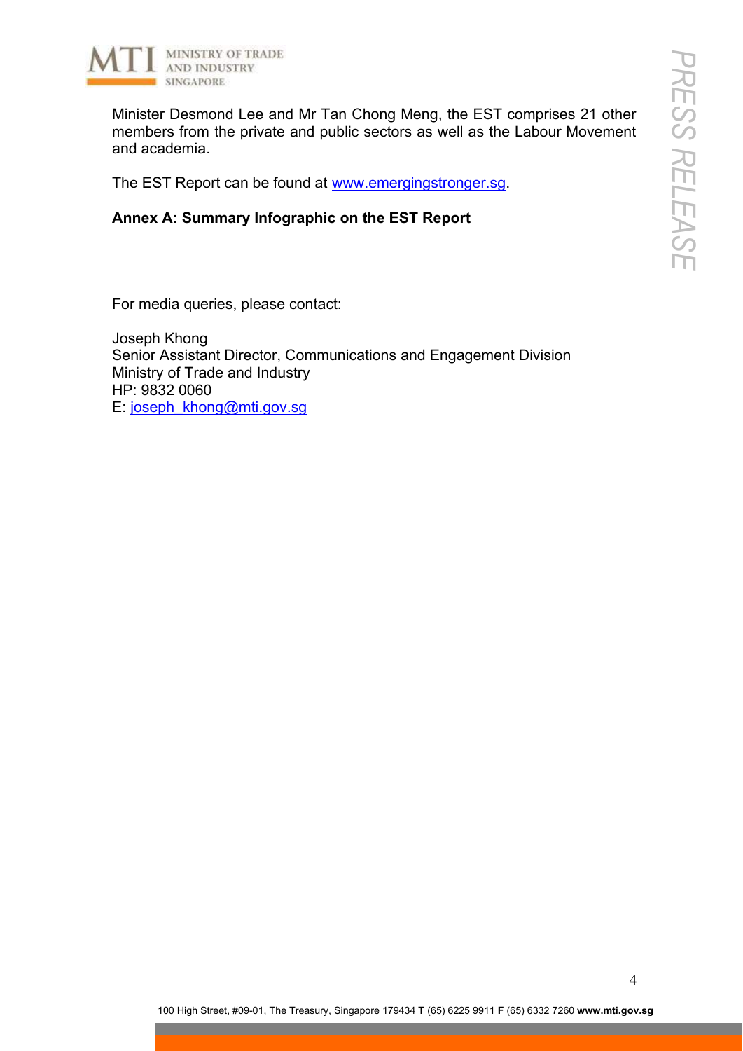Minister Desmond Lee and Mr Tan Chong Meng, the EST comprises 21 other members from the private and public sectors as well as the Labour Movement and academia.

The EST Report can be found at [www.emergingstronger.sg](http://www.emergingstronger.sg).

**Annex A: Summary Infographic on the EST Report**

For media queries, please contact:

Joseph Khong
Senior Assistant Director, Communications and Engagement Division
Ministry of Trade and Industry
HP: 9832 0060
E: [joseph_khong@mti.gov.sg](mailto:joseph_khong@mti.gov.sg)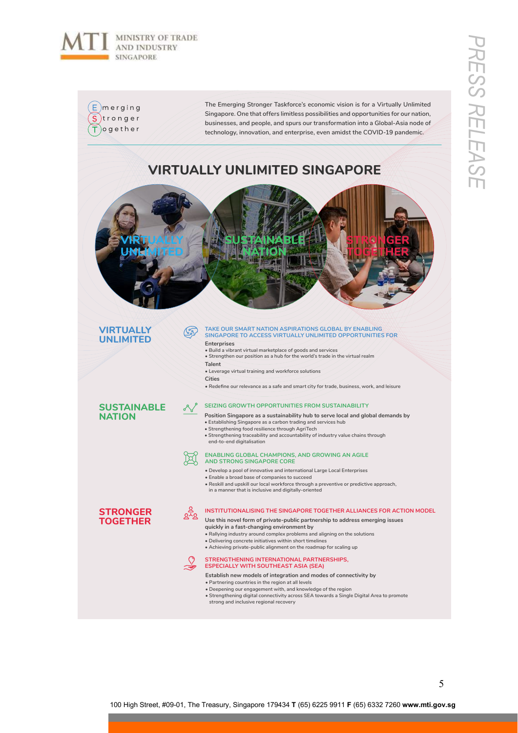Emerging Stronger Together

The Emerging Stronger Taskforce's economic vision is for a Virtually Unlimited Singapore. One that offers limitless possibilities and opportunities for our nation, businesses, and people, and spurs our transformation into a Global-Asia node of technology, innovation, and enterprise, even amidst the COVID-19 pandemic.

# VIRTUALLY UNLIMITED SINGAPORE

VIRTUALLY UNLIMITED

SUSTAINABLE NATION

STRONGER TOGETHER

## VIRTUALLY UNLIMITED

### TAKE OUR SMART NATION ASPIRATIONS GLOBAL BY ENABLING SINGAPORE TO ACCESS VIRTUALLY UNLIMITED OPPORTUNITIES FOR

**Enterprises**
- Build a vibrant virtual marketplace of goods and services
- Strengthen our position as a hub for the world's trade in the virtual realm

**Talent**
- Leverage virtual training and workforce solutions

**Cities**
- Redefine our relevance as a safe and smart city for trade, business, work, and leisure

## SUSTAINABLE NATION

### SEIZING GROWTH OPPORTUNITIES FROM SUSTAINABILITY

**Position Singapore as a sustainability hub to serve local and global demands by**
- Establishing Singapore as a carbon trading and services hub
- Strengthening food resilience through AgriTech
- Strengthening traceability and accountability of industry value chains through end-to-end digitalisation

### ENABLING GLOBAL CHAMPIONS, AND GROWING AN AGILE AND STRONG SINGAPORE CORE

- Develop a pool of innovative and international Large Local Enterprises
- Enable a broad base of companies to succeed
- Reskill and upskill our local workforce through a preventive or predictive approach, in a manner that is inclusive and digitally-oriented

## STRONGER TOGETHER

### INSTITUTIONALISING THE SINGAPORE TOGETHER ALLIANCES FOR ACTION MODEL

**Use this novel form of private-public partnership to address emerging issues quickly in a fast-changing environment by**
- Rallying industry around complex problems and aligning on the solutions
- Delivering concrete initiatives within short timelines
- Achieving private-public alignment on the roadmap for scaling up

### STRENGTHENING INTERNATIONAL PARTNERSHIPS, ESPECIALLY WITH SOUTHEAST ASIA (SEA)

**Establish new models of integration and modes of connectivity by**
- Partnering countries in the region at all levels
- Deepening our engagement with, and knowledge of the region
- Strengthening digital connectivity across SEA towards a Single Digital Area to promote strong and inclusive regional recovery